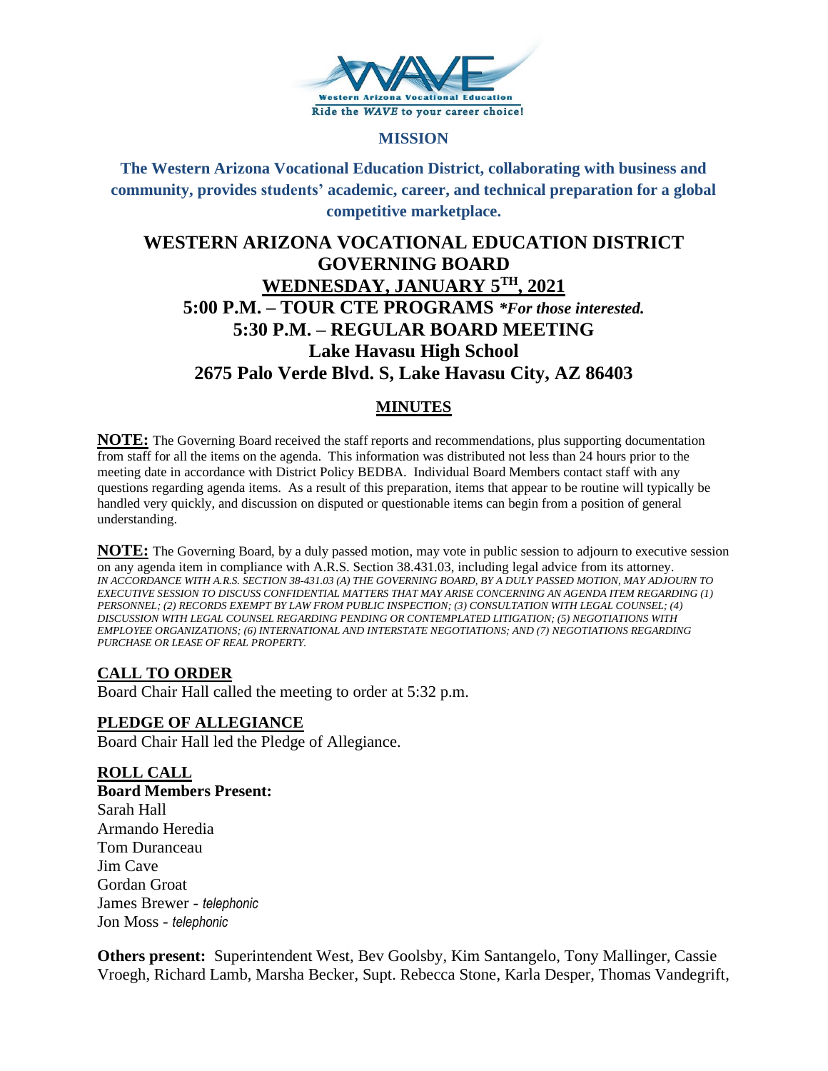**MISSION**

**The Western Arizona Vocational Education District, collaborating with business and community, provides students' academic, career, and technical preparation for a global competitive marketplace.**

# WESTERN ARIZONA VOCATIONAL EDUCATION DISTRICT GOVERNING BOARD

## WEDNESDAY, JANUARY 5TH, 2021

## 5:00 P.M. – TOUR CTE PROGRAMS *\*For those interested.*

## 5:30 P.M. – REGULAR BOARD MEETING

## Lake Havasu High School

## 2675 Palo Verde Blvd. S, Lake Havasu City, AZ 86403

## MINUTES

**NOTE:** The Governing Board received the staff reports and recommendations, plus supporting documentation from staff for all the items on the agenda. This information was distributed not less than 24 hours prior to the meeting date in accordance with District Policy BEDBA. Individual Board Members contact staff with any questions regarding agenda items. As a result of this preparation, items that appear to be routine will typically be handled very quickly, and discussion on disputed or questionable items can begin from a position of general understanding.

**NOTE:** The Governing Board, by a duly passed motion, may vote in public session to adjourn to executive session on any agenda item in compliance with A.R.S. Section 38.431.03, including legal advice from its attorney.
*IN ACCORDANCE WITH A.R.S. SECTION 38-431.03 (A) THE GOVERNING BOARD, BY A DULY PASSED MOTION, MAY ADJOURN TO EXECUTIVE SESSION TO DISCUSS CONFIDENTIAL MATTERS THAT MAY ARISE CONCERNING AN AGENDA ITEM REGARDING (1) PERSONNEL; (2) RECORDS EXEMPT BY LAW FROM PUBLIC INSPECTION; (3) CONSULTATION WITH LEGAL COUNSEL; (4) DISCUSSION WITH LEGAL COUNSEL REGARDING PENDING OR CONTEMPLATED LITIGATION; (5) NEGOTIATIONS WITH EMPLOYEE ORGANIZATIONS; (6) INTERNATIONAL AND INTERSTATE NEGOTIATIONS; AND (7) NEGOTIATIONS REGARDING PURCHASE OR LEASE OF REAL PROPERTY.*

### CALL TO ORDER
Board Chair Hall called the meeting to order at 5:32 p.m.

### PLEDGE OF ALLEGIANCE
Board Chair Hall led the Pledge of Allegiance.

### ROLL CALL
**Board Members Present:**
Sarah Hall
Armando Heredia
Tom Duranceau
Jim Cave
Gordan Groat
James Brewer - *telephonic*
Jon Moss - *telephonic*

**Others present:** Superintendent West, Bev Goolsby, Kim Santangelo, Tony Mallinger, Cassie Vroegh, Richard Lamb, Marsha Becker, Supt. Rebecca Stone, Karla Desper, Thomas Vandegrift,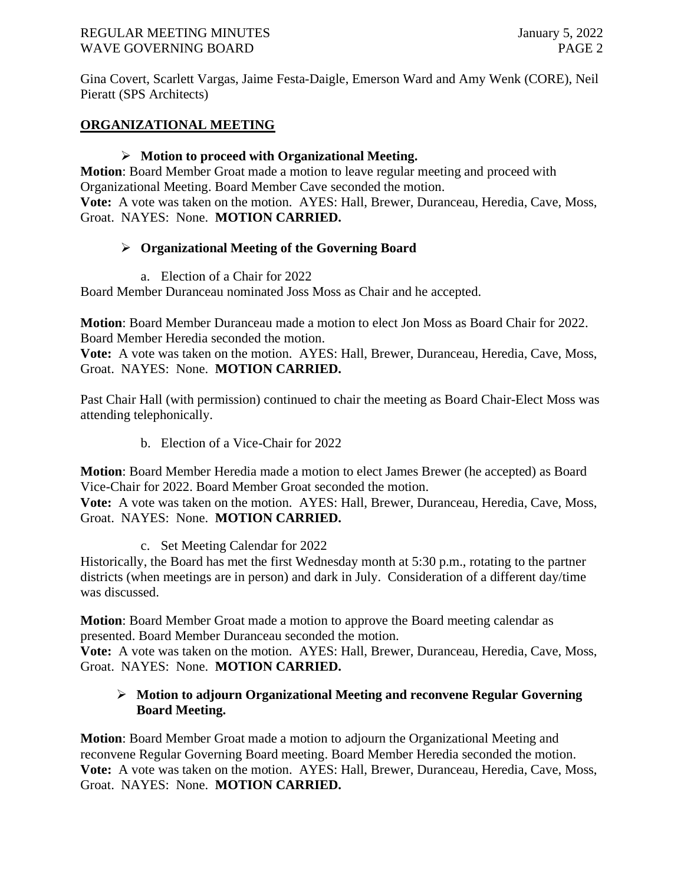Gina Covert, Scarlett Vargas, Jaime Festa-Daigle, Emerson Ward and Amy Wenk (CORE), Neil Pieratt (SPS Architects)

## ORGANIZATIONAL MEETING

- **Motion to proceed with Organizational Meeting.**

**Motion**: Board Member Groat made a motion to leave regular meeting and proceed with Organizational Meeting. Board Member Cave seconded the motion.
**Vote:** A vote was taken on the motion. AYES: Hall, Brewer, Duranceau, Heredia, Cave, Moss, Groat. NAYES: None. **MOTION CARRIED.**

- **Organizational Meeting of the Governing Board**

a. Election of a Chair for 2022

Board Member Duranceau nominated Joss Moss as Chair and he accepted.

**Motion**: Board Member Duranceau made a motion to elect Jon Moss as Board Chair for 2022. Board Member Heredia seconded the motion.
**Vote:** A vote was taken on the motion. AYES: Hall, Brewer, Duranceau, Heredia, Cave, Moss, Groat. NAYES: None. **MOTION CARRIED.**

Past Chair Hall (with permission) continued to chair the meeting as Board Chair-Elect Moss was attending telephonically.

b. Election of a Vice-Chair for 2022

**Motion**: Board Member Heredia made a motion to elect James Brewer (he accepted) as Board Vice-Chair for 2022. Board Member Groat seconded the motion.
**Vote:** A vote was taken on the motion. AYES: Hall, Brewer, Duranceau, Heredia, Cave, Moss, Groat. NAYES: None. **MOTION CARRIED.**

c. Set Meeting Calendar for 2022

Historically, the Board has met the first Wednesday month at 5:30 p.m., rotating to the partner districts (when meetings are in person) and dark in July. Consideration of a different day/time was discussed.

**Motion**: Board Member Groat made a motion to approve the Board meeting calendar as presented. Board Member Duranceau seconded the motion.
**Vote:** A vote was taken on the motion. AYES: Hall, Brewer, Duranceau, Heredia, Cave, Moss, Groat. NAYES: None. **MOTION CARRIED.**

- **Motion to adjourn Organizational Meeting and reconvene Regular Governing Board Meeting.**

**Motion**: Board Member Groat made a motion to adjourn the Organizational Meeting and reconvene Regular Governing Board meeting. Board Member Heredia seconded the motion.
**Vote:** A vote was taken on the motion. AYES: Hall, Brewer, Duranceau, Heredia, Cave, Moss, Groat. NAYES: None. **MOTION CARRIED.**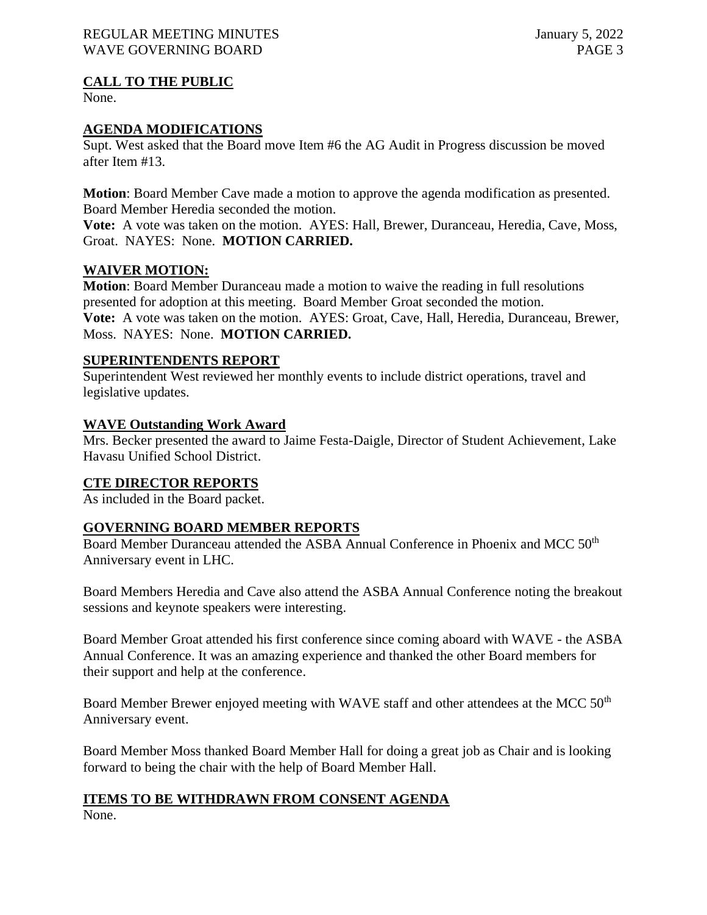## CALL TO THE PUBLIC

None.

## AGENDA MODIFICATIONS

Supt. West asked that the Board move Item #6 the AG Audit in Progress discussion be moved after Item #13.

**Motion**: Board Member Cave made a motion to approve the agenda modification as presented. Board Member Heredia seconded the motion.

**Vote:** A vote was taken on the motion. AYES: Hall, Brewer, Duranceau, Heredia, Cave, Moss, Groat. NAYES: None. **MOTION CARRIED.**

## WAIVER MOTION:

**Motion**: Board Member Duranceau made a motion to waive the reading in full resolutions presented for adoption at this meeting. Board Member Groat seconded the motion.

**Vote:** A vote was taken on the motion. AYES: Groat, Cave, Hall, Heredia, Duranceau, Brewer, Moss. NAYES: None. **MOTION CARRIED.**

## SUPERINTENDENTS REPORT

Superintendent West reviewed her monthly events to include district operations, travel and legislative updates.

## WAVE Outstanding Work Award

Mrs. Becker presented the award to Jaime Festa-Daigle, Director of Student Achievement, Lake Havasu Unified School District.

## CTE DIRECTOR REPORTS

As included in the Board packet.

## GOVERNING BOARD MEMBER REPORTS

Board Member Duranceau attended the ASBA Annual Conference in Phoenix and MCC 50th Anniversary event in LHC.

Board Members Heredia and Cave also attend the ASBA Annual Conference noting the breakout sessions and keynote speakers were interesting.

Board Member Groat attended his first conference since coming aboard with WAVE - the ASBA Annual Conference. It was an amazing experience and thanked the other Board members for their support and help at the conference.

Board Member Brewer enjoyed meeting with WAVE staff and other attendees at the MCC 50th Anniversary event.

Board Member Moss thanked Board Member Hall for doing a great job as Chair and is looking forward to being the chair with the help of Board Member Hall.

## ITEMS TO BE WITHDRAWN FROM CONSENT AGENDA

None.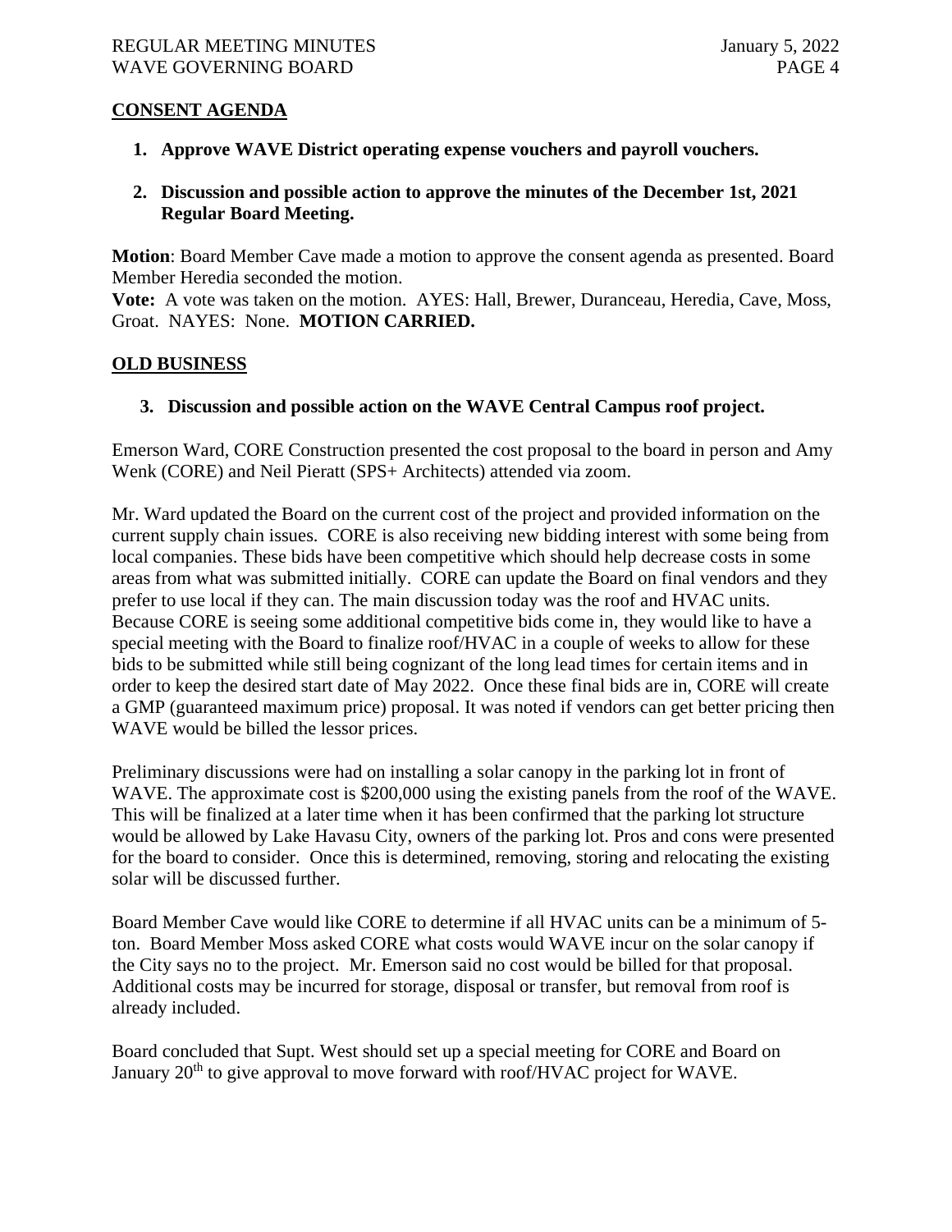## CONSENT AGENDA

1. **Approve WAVE District operating expense vouchers and payroll vouchers.**

2. **Discussion and possible action to approve the minutes of the December 1st, 2021 Regular Board Meeting.**

**Motion**: Board Member Cave made a motion to approve the consent agenda as presented. Board Member Heredia seconded the motion.
**Vote:** A vote was taken on the motion. AYES: Hall, Brewer, Duranceau, Heredia, Cave, Moss, Groat. NAYES: None. **MOTION CARRIED.**

## OLD BUSINESS

3. **Discussion and possible action on the WAVE Central Campus roof project.**

Emerson Ward, CORE Construction presented the cost proposal to the board in person and Amy Wenk (CORE) and Neil Pieratt (SPS+ Architects) attended via zoom.

Mr. Ward updated the Board on the current cost of the project and provided information on the current supply chain issues. CORE is also receiving new bidding interest with some being from local companies. These bids have been competitive which should help decrease costs in some areas from what was submitted initially. CORE can update the Board on final vendors and they prefer to use local if they can. The main discussion today was the roof and HVAC units. Because CORE is seeing some additional competitive bids come in, they would like to have a special meeting with the Board to finalize roof/HVAC in a couple of weeks to allow for these bids to be submitted while still being cognizant of the long lead times for certain items and in order to keep the desired start date of May 2022. Once these final bids are in, CORE will create a GMP (guaranteed maximum price) proposal. It was noted if vendors can get better pricing then WAVE would be billed the lessor prices.

Preliminary discussions were had on installing a solar canopy in the parking lot in front of WAVE. The approximate cost is $200,000 using the existing panels from the roof of the WAVE. This will be finalized at a later time when it has been confirmed that the parking lot structure would be allowed by Lake Havasu City, owners of the parking lot. Pros and cons were presented for the board to consider. Once this is determined, removing, storing and relocating the existing solar will be discussed further.

Board Member Cave would like CORE to determine if all HVAC units can be a minimum of 5-ton. Board Member Moss asked CORE what costs would WAVE incur on the solar canopy if the City says no to the project. Mr. Emerson said no cost would be billed for that proposal. Additional costs may be incurred for storage, disposal or transfer, but removal from roof is already included.

Board concluded that Supt. West should set up a special meeting for CORE and Board on January 20th to give approval to move forward with roof/HVAC project for WAVE.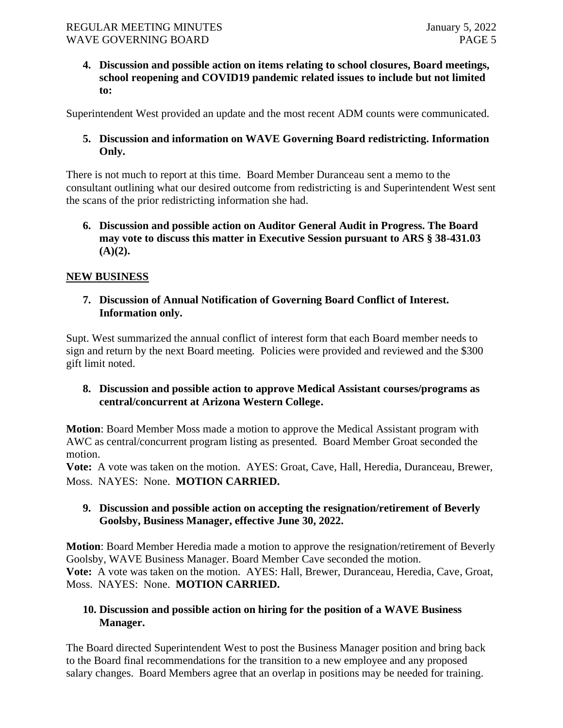**4. Discussion and possible action on items relating to school closures, Board meetings, school reopening and COVID19 pandemic related issues to include but not limited to:**

Superintendent West provided an update and the most recent ADM counts were communicated.

**5. Discussion and information on WAVE Governing Board redistricting. Information Only.**

There is not much to report at this time. Board Member Duranceau sent a memo to the consultant outlining what our desired outcome from redistricting is and Superintendent West sent the scans of the prior redistricting information she had.

**6. Discussion and possible action on Auditor General Audit in Progress. The Board may vote to discuss this matter in Executive Session pursuant to ARS § 38-431.03 (A)(2).**

## NEW BUSINESS

**7. Discussion of Annual Notification of Governing Board Conflict of Interest. Information only.**

Supt. West summarized the annual conflict of interest form that each Board member needs to sign and return by the next Board meeting. Policies were provided and reviewed and the $300 gift limit noted.

**8. Discussion and possible action to approve Medical Assistant courses/programs as central/concurrent at Arizona Western College.**

**Motion**: Board Member Moss made a motion to approve the Medical Assistant program with AWC as central/concurrent program listing as presented. Board Member Groat seconded the motion.
**Vote:** A vote was taken on the motion. AYES: Groat, Cave, Hall, Heredia, Duranceau, Brewer, Moss. NAYES: None. **MOTION CARRIED.**

**9. Discussion and possible action on accepting the resignation/retirement of Beverly Goolsby, Business Manager, effective June 30, 2022.**

**Motion**: Board Member Heredia made a motion to approve the resignation/retirement of Beverly Goolsby, WAVE Business Manager. Board Member Cave seconded the motion.
**Vote:** A vote was taken on the motion. AYES: Hall, Brewer, Duranceau, Heredia, Cave, Groat, Moss. NAYES: None. **MOTION CARRIED.**

**10. Discussion and possible action on hiring for the position of a WAVE Business Manager.**

The Board directed Superintendent West to post the Business Manager position and bring back to the Board final recommendations for the transition to a new employee and any proposed salary changes. Board Members agree that an overlap in positions may be needed for training.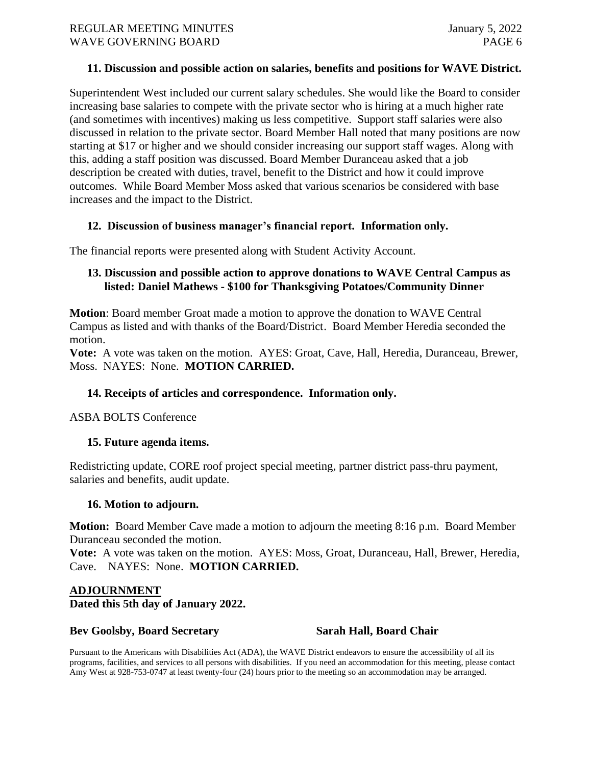**11. Discussion and possible action on salaries, benefits and positions for WAVE District.**

Superintendent West included our current salary schedules. She would like the Board to consider increasing base salaries to compete with the private sector who is hiring at a much higher rate (and sometimes with incentives) making us less competitive. Support staff salaries were also discussed in relation to the private sector. Board Member Hall noted that many positions are now starting at $17 or higher and we should consider increasing our support staff wages. Along with this, adding a staff position was discussed. Board Member Duranceau asked that a job description be created with duties, travel, benefit to the District and how it could improve outcomes. While Board Member Moss asked that various scenarios be considered with base increases and the impact to the District.

**12. Discussion of business manager's financial report. Information only.**

The financial reports were presented along with Student Activity Account.

**13. Discussion and possible action to approve donations to WAVE Central Campus as listed: Daniel Mathews - $100 for Thanksgiving Potatoes/Community Dinner**

**Motion**: Board member Groat made a motion to approve the donation to WAVE Central Campus as listed and with thanks of the Board/District. Board Member Heredia seconded the motion.
**Vote:** A vote was taken on the motion. AYES: Groat, Cave, Hall, Heredia, Duranceau, Brewer, Moss. NAYES: None. **MOTION CARRIED.**

**14. Receipts of articles and correspondence. Information only.**

ASBA BOLTS Conference

**15. Future agenda items.**

Redistricting update, CORE roof project special meeting, partner district pass-thru payment, salaries and benefits, audit update.

**16. Motion to adjourn.**

**Motion:** Board Member Cave made a motion to adjourn the meeting 8:16 p.m. Board Member Duranceau seconded the motion.
**Vote:** A vote was taken on the motion. AYES: Moss, Groat, Duranceau, Hall, Brewer, Heredia, Cave. NAYES: None. **MOTION CARRIED.**

**ADJOURNMENT**
**Dated this 5th day of January 2022.**

**Bev Goolsby, Board Secretary** **Sarah Hall, Board Chair**

Pursuant to the Americans with Disabilities Act (ADA), the WAVE District endeavors to ensure the accessibility of all its programs, facilities, and services to all persons with disabilities. If you need an accommodation for this meeting, please contact Amy West at 928-753-0747 at least twenty-four (24) hours prior to the meeting so an accommodation may be arranged.